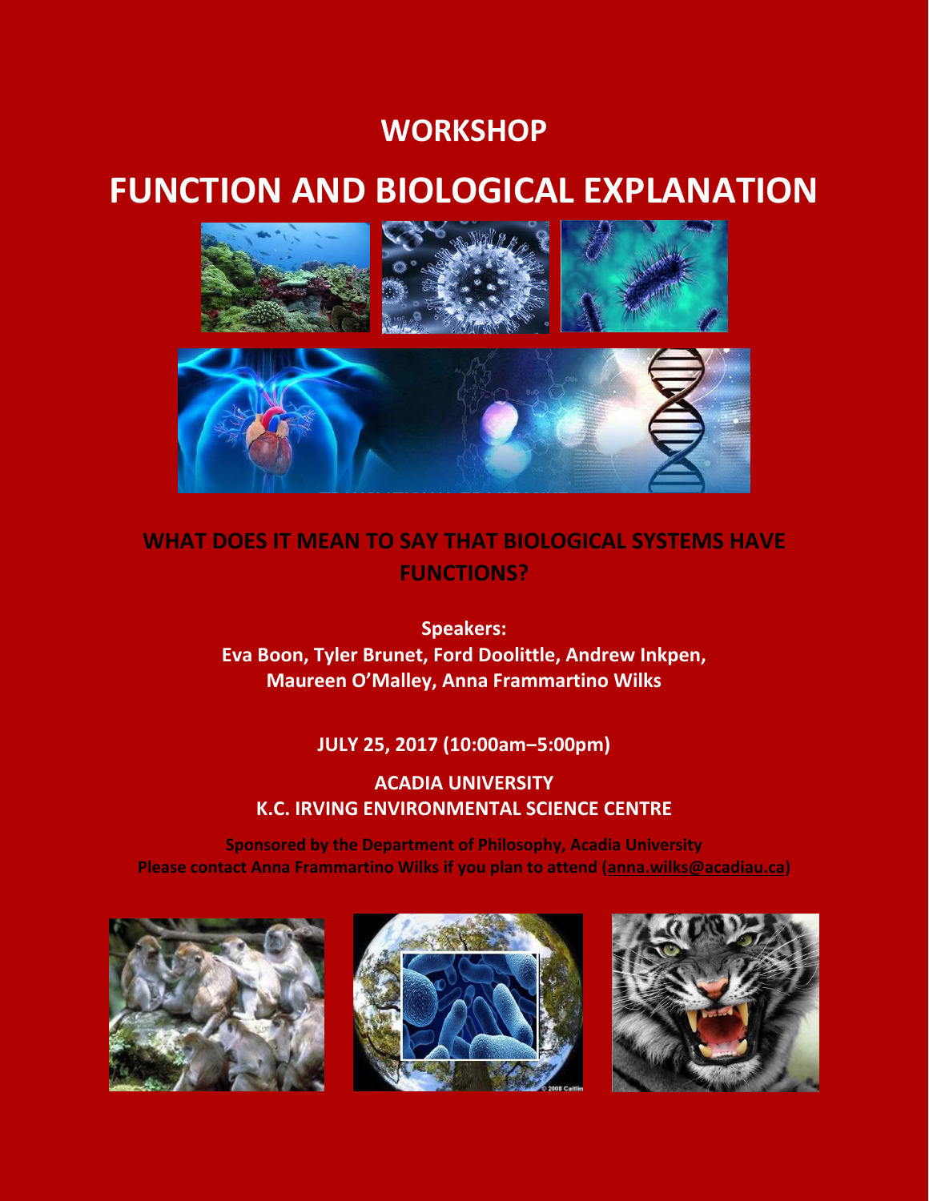# WORKSHOP

# FUNCTION AND BIOLOGICAL EXPLANATION

## WHAT DOES IT MEAN TO SAY THAT BIOLOGICAL SYSTEMS HAVE FUNCTIONS?

**Speakers:**
**Eva Boon, Tyler Brunet, Ford Doolittle, Andrew Inkpen, Maureen O'Malley, Anna Frammartino Wilks**

**JULY 25, 2017 (10:00am–5:00pm)**

**ACADIA UNIVERSITY**
**K.C. IRVING ENVIRONMENTAL SCIENCE CENTRE**

**Sponsored by the Department of Philosophy, Acadia University**
**Please contact Anna Frammartino Wilks if you plan to attend (anna.wilks@acadiau.ca)**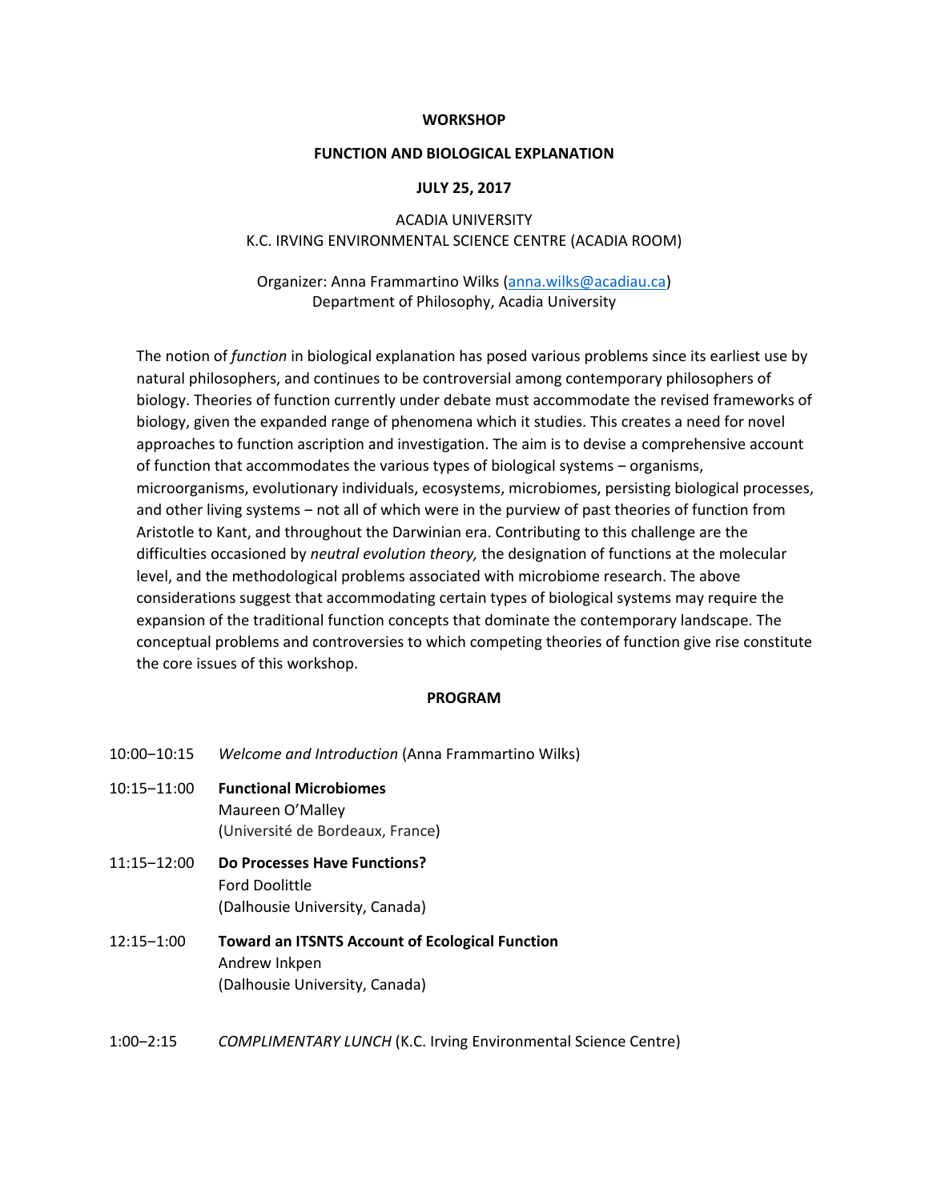**WORKSHOP**

**FUNCTION AND BIOLOGICAL EXPLANATION**

**JULY 25, 2017**

ACADIA UNIVERSITY
K.C. IRVING ENVIRONMENTAL SCIENCE CENTRE (ACADIA ROOM)

Organizer: Anna Frammartino Wilks (anna.wilks@acadiau.ca)
Department of Philosophy, Acadia University

The notion of *function* in biological explanation has posed various problems since its earliest use by natural philosophers, and continues to be controversial among contemporary philosophers of biology. Theories of function currently under debate must accommodate the revised frameworks of biology, given the expanded range of phenomena which it studies. This creates a need for novel approaches to function ascription and investigation. The aim is to devise a comprehensive account of function that accommodates the various types of biological systems – organisms, microorganisms, evolutionary individuals, ecosystems, microbiomes, persisting biological processes, and other living systems – not all of which were in the purview of past theories of function from Aristotle to Kant, and throughout the Darwinian era. Contributing to this challenge are the difficulties occasioned by *neutral evolution theory,* the designation of functions at the molecular level, and the methodological problems associated with microbiome research. The above considerations suggest that accommodating certain types of biological systems may require the expansion of the traditional function concepts that dominate the contemporary landscape. The conceptual problems and controversies to which competing theories of function give rise constitute the core issues of this workshop.

**PROGRAM**

10:00–10:15 *Welcome and Introduction* (Anna Frammartino Wilks)

10:15–11:00 **Functional Microbiomes**
Maureen O'Malley
(Université de Bordeaux, France)

11:15–12:00 **Do Processes Have Functions?**
Ford Doolittle
(Dalhousie University, Canada)

12:15–1:00 **Toward an ITSNTS Account of Ecological Function**
Andrew Inkpen
(Dalhousie University, Canada)

1:00–2:15 *COMPLIMENTARY LUNCH* (K.C. Irving Environmental Science Centre)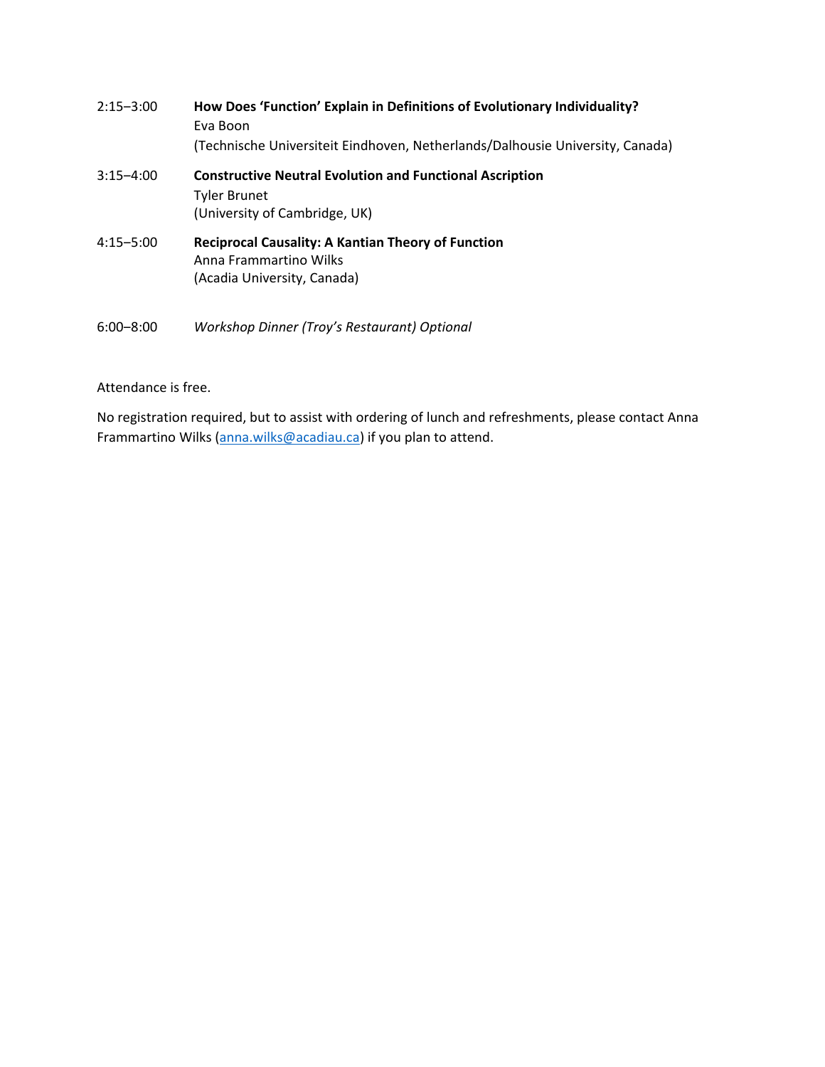2:15–3:00 **How Does 'Function' Explain in Definitions of Evolutionary Individuality?**
Eva Boon
(Technische Universiteit Eindhoven, Netherlands/Dalhousie University, Canada)

3:15–4:00 **Constructive Neutral Evolution and Functional Ascription**
Tyler Brunet
(University of Cambridge, UK)

4:15–5:00 **Reciprocal Causality: A Kantian Theory of Function**
Anna Frammartino Wilks
(Acadia University, Canada)

6:00–8:00 *Workshop Dinner (Troy's Restaurant) Optional*

Attendance is free.

No registration required, but to assist with ordering of lunch and refreshments, please contact Anna Frammartino Wilks (anna.wilks@acadiau.ca) if you plan to attend.